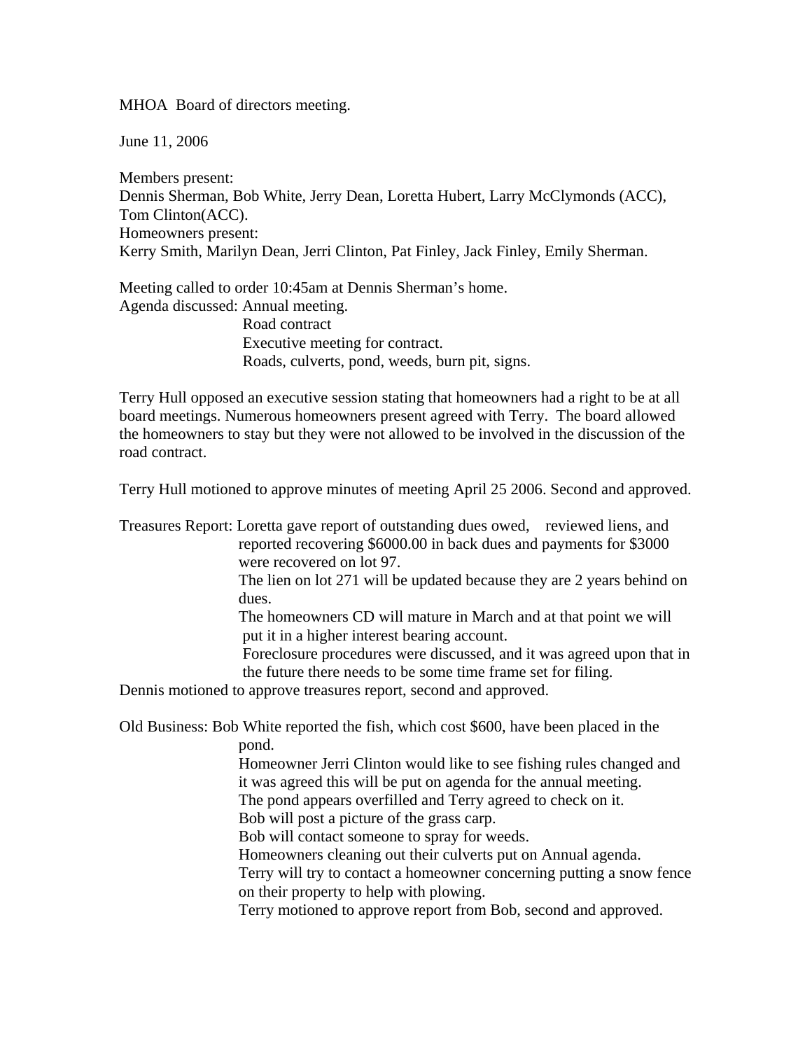MHOA Board of directors meeting.

June 11, 2006

Members present:
Dennis Sherman, Bob White, Jerry Dean, Loretta Hubert, Larry McClymonds (ACC), Tom Clinton(ACC).
Homeowners present:
Kerry Smith, Marilyn Dean, Jerri Clinton, Pat Finley, Jack Finley, Emily Sherman.

Meeting called to order 10:45am at Dennis Sherman's home.
Agenda discussed: Annual meeting.
Road contract
Executive meeting for contract.
Roads, culverts, pond, weeds, burn pit, signs.

Terry Hull opposed an executive session stating that homeowners had a right to be at all board meetings. Numerous homeowners present agreed with Terry. The board allowed the homeowners to stay but they were not allowed to be involved in the discussion of the road contract.

Terry Hull motioned to approve minutes of meeting April 25 2006. Second and approved.

Treasures Report: Loretta gave report of outstanding dues owed, reviewed liens, and reported recovering $6000.00 in back dues and payments for $3000 were recovered on lot 97.
The lien on lot 271 will be updated because they are 2 years behind on dues.
The homeowners CD will mature in March and at that point we will put it in a higher interest bearing account.
Foreclosure procedures were discussed, and it was agreed upon that in the future there needs to be some time frame set for filing.
Dennis motioned to approve treasures report, second and approved.

Old Business: Bob White reported the fish, which cost $600, have been placed in the pond.
Homeowner Jerri Clinton would like to see fishing rules changed and it was agreed this will be put on agenda for the annual meeting.
The pond appears overfilled and Terry agreed to check on it.
Bob will post a picture of the grass carp.
Bob will contact someone to spray for weeds.
Homeowners cleaning out their culverts put on Annual agenda.
Terry will try to contact a homeowner concerning putting a snow fence on their property to help with plowing.
Terry motioned to approve report from Bob, second and approved.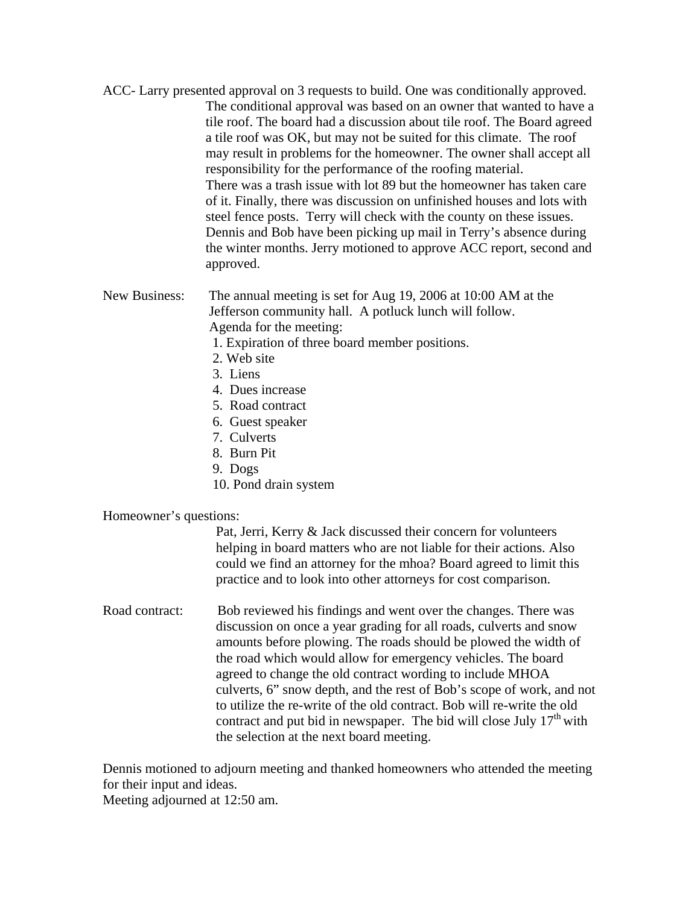ACC- Larry presented approval on 3 requests to build. One was conditionally approved. The conditional approval was based on an owner that wanted to have a tile roof. The board had a discussion about tile roof. The Board agreed a tile roof was OK, but may not be suited for this climate. The roof may result in problems for the homeowner. The owner shall accept all responsibility for the performance of the roofing material.
There was a trash issue with lot 89 but the homeowner has taken care of it. Finally, there was discussion on unfinished houses and lots with steel fence posts. Terry will check with the county on these issues. Dennis and Bob have been picking up mail in Terry's absence during the winter months. Jerry motioned to approve ACC report, second and approved.

New Business: The annual meeting is set for Aug 19, 2006 at 10:00 AM at the Jefferson community hall. A potluck lunch will follow.
Agenda for the meeting:

1. Expiration of three board member positions.
2. Web site
3. Liens
4. Dues increase
5. Road contract
6. Guest speaker
7. Culverts
8. Burn Pit
9. Dogs
10. Pond drain system

Homeowner's questions:
Pat, Jerri, Kerry & Jack discussed their concern for volunteers helping in board matters who are not liable for their actions. Also could we find an attorney for the mhoa? Board agreed to limit this practice and to look into other attorneys for cost comparison.

Road contract: Bob reviewed his findings and went over the changes. There was discussion on once a year grading for all roads, culverts and snow amounts before plowing. The roads should be plowed the width of the road which would allow for emergency vehicles. The board agreed to change the old contract wording to include MHOA culverts, 6" snow depth, and the rest of Bob's scope of work, and not to utilize the re-write of the old contract. Bob will re-write the old contract and put bid in newspaper. The bid will close July 17th with the selection at the next board meeting.

Dennis motioned to adjourn meeting and thanked homeowners who attended the meeting for their input and ideas.
Meeting adjourned at 12:50 am.